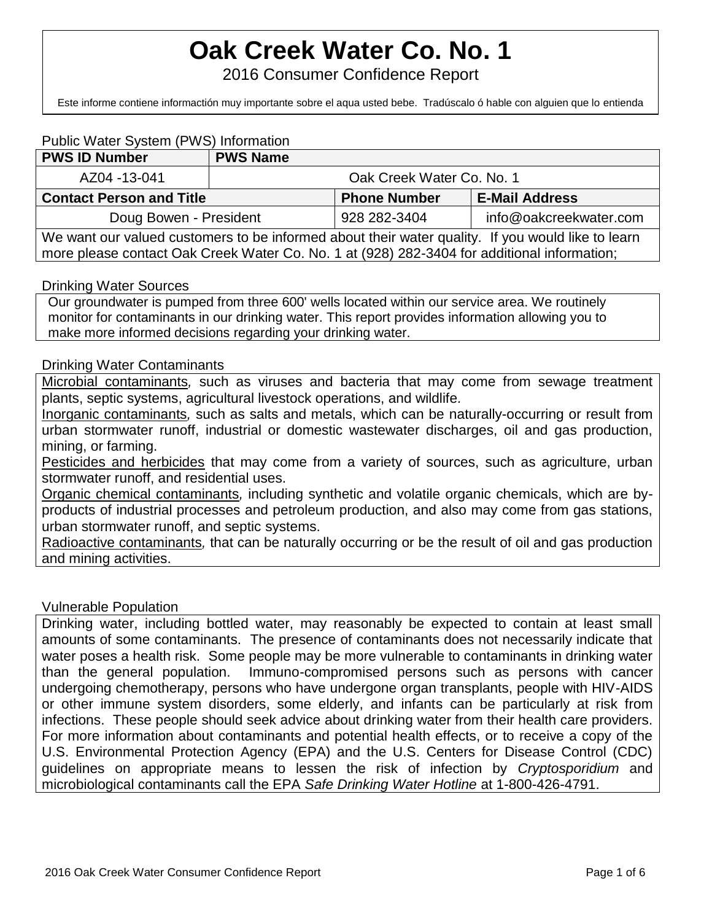# Oak Creek Water Co. No. 1

2016 Consumer Confidence Report

Este informe contiene informactión muy importante sobre el aqua usted bebe. Tradúscalo ó hable con alguien que lo entienda

## Public Water System (PWS) Information

| PWS ID Number | PWS Name | | |
|---|---|---|---|
| AZ04 -13-041 | Oak Creek Water Co. No. 1 | | |
| **Contact Person and Title** | | **Phone Number** | **E-Mail Address** |
| Doug Bowen - President | | 928 282-3404 | info@oakcreekwater.com |

We want our valued customers to be informed about their water quality. If you would like to learn more please contact Oak Creek Water Co. No. 1 at (928) 282-3404 for additional information;

## Drinking Water Sources

Our groundwater is pumped from three 600' wells located within our service area. We routinely monitor for contaminants in our drinking water. This report provides information allowing you to make more informed decisions regarding your drinking water.

## Drinking Water Contaminants

Microbial contaminants*,* such as viruses and bacteria that may come from sewage treatment plants, septic systems, agricultural livestock operations, and wildlife.

Inorganic contaminants*,* such as salts and metals, which can be naturally-occurring or result from urban stormwater runoff, industrial or domestic wastewater discharges, oil and gas production, mining, or farming.

Pesticides and herbicides that may come from a variety of sources, such as agriculture, urban stormwater runoff, and residential uses.

Organic chemical contaminants*,* including synthetic and volatile organic chemicals, which are by-products of industrial processes and petroleum production, and also may come from gas stations, urban stormwater runoff, and septic systems.

Radioactive contaminants*,* that can be naturally occurring or be the result of oil and gas production and mining activities.

## Vulnerable Population

Drinking water, including bottled water, may reasonably be expected to contain at least small amounts of some contaminants. The presence of contaminants does not necessarily indicate that water poses a health risk. Some people may be more vulnerable to contaminants in drinking water than the general population. Immuno-compromised persons such as persons with cancer undergoing chemotherapy, persons who have undergone organ transplants, people with HIV-AIDS or other immune system disorders, some elderly, and infants can be particularly at risk from infections. These people should seek advice about drinking water from their health care providers. For more information about contaminants and potential health effects, or to receive a copy of the U.S. Environmental Protection Agency (EPA) and the U.S. Centers for Disease Control (CDC) guidelines on appropriate means to lessen the risk of infection by *Cryptosporidium* and microbiological contaminants call the EPA *Safe Drinking Water Hotline* at 1-800-426-4791.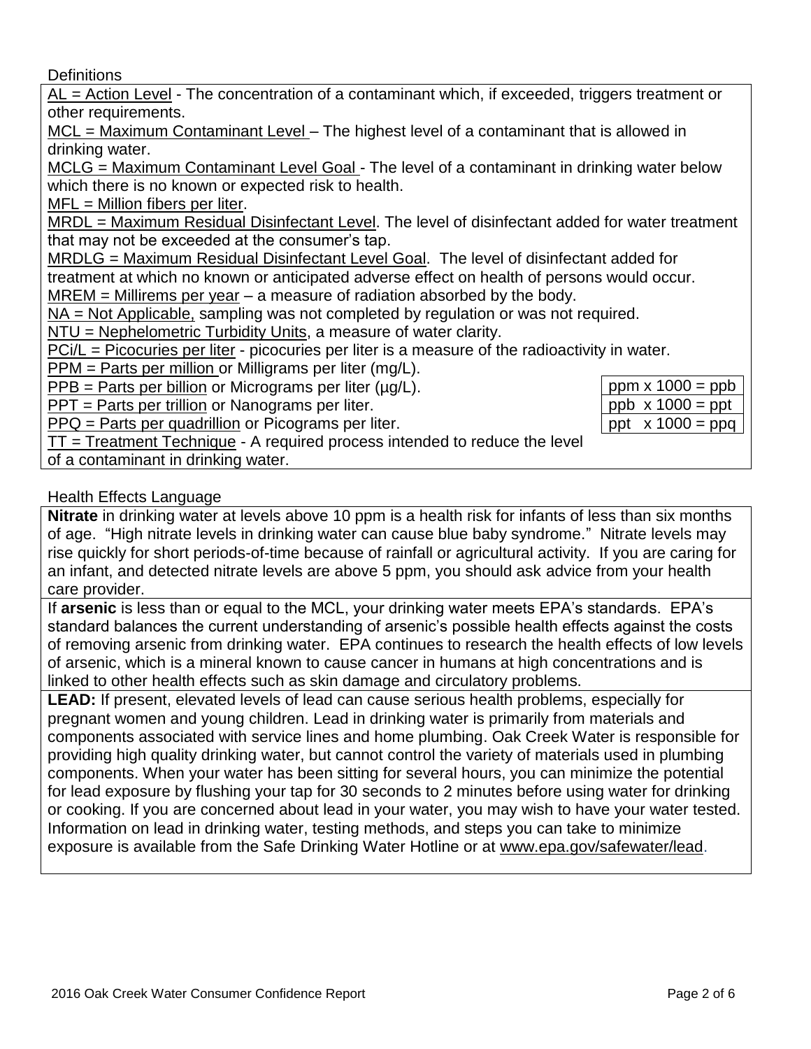## Definitions

AL = Action Level - The concentration of a contaminant which, if exceeded, triggers treatment or other requirements.

MCL = Maximum Contaminant Level – The highest level of a contaminant that is allowed in drinking water.

MCLG = Maximum Contaminant Level Goal - The level of a contaminant in drinking water below which there is no known or expected risk to health.

MFL = Million fibers per liter.

MRDL = Maximum Residual Disinfectant Level. The level of disinfectant added for water treatment that may not be exceeded at the consumer's tap.

MRDLG = Maximum Residual Disinfectant Level Goal. The level of disinfectant added for treatment at which no known or anticipated adverse effect on health of persons would occur.

MREM = Millirems per year – a measure of radiation absorbed by the body.

NA = Not Applicable, sampling was not completed by regulation or was not required.

NTU = Nephelometric Turbidity Units, a measure of water clarity.

PCi/L = Picocuries per liter - picocuries per liter is a measure of the radioactivity in water.

PPM = Parts per million or Milligrams per liter (mg/L).

PPB = Parts per billion or Micrograms per liter (µg/L).

PPT = Parts per trillion or Nanograms per liter.

PPQ = Parts per quadrillion or Picograms per liter.

TT = Treatment Technique - A required process intended to reduce the level of a contaminant in drinking water.

| Conversion |
|---|
| ppm x 1000 = ppb |
| ppb x 1000 = ppt |
| ppt x 1000 = ppq |

## Health Effects Language

**Nitrate** in drinking water at levels above 10 ppm is a health risk for infants of less than six months of age. "High nitrate levels in drinking water can cause blue baby syndrome." Nitrate levels may rise quickly for short periods-of-time because of rainfall or agricultural activity. If you are caring for an infant, and detected nitrate levels are above 5 ppm, you should ask advice from your health care provider.

If **arsenic** is less than or equal to the MCL, your drinking water meets EPA's standards. EPA's standard balances the current understanding of arsenic's possible health effects against the costs of removing arsenic from drinking water. EPA continues to research the health effects of low levels of arsenic, which is a mineral known to cause cancer in humans at high concentrations and is linked to other health effects such as skin damage and circulatory problems.

**LEAD:** If present, elevated levels of lead can cause serious health problems, especially for pregnant women and young children. Lead in drinking water is primarily from materials and components associated with service lines and home plumbing. Oak Creek Water is responsible for providing high quality drinking water, but cannot control the variety of materials used in plumbing components. When your water has been sitting for several hours, you can minimize the potential for lead exposure by flushing your tap for 30 seconds to 2 minutes before using water for drinking or cooking. If you are concerned about lead in your water, you may wish to have your water tested. Information on lead in drinking water, testing methods, and steps you can take to minimize exposure is available from the Safe Drinking Water Hotline or at www.epa.gov/safewater/lead.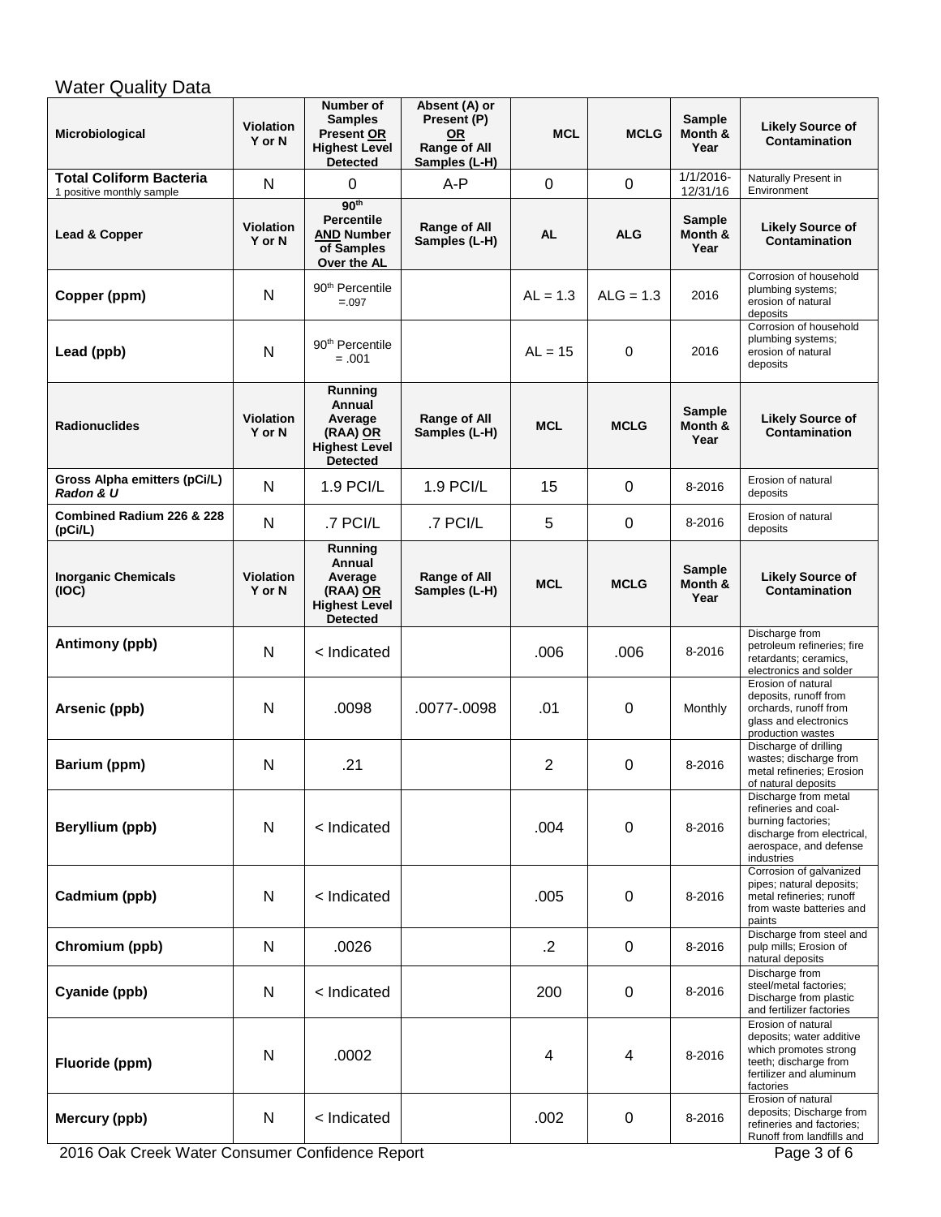## Water Quality Data

| Microbiological | Violation Y or N | Number of Samples Present OR Highest Level Detected | Absent (A) or Present (P) OR Range of All Samples (L-H) | MCL | MCLG | Sample Month & Year | Likely Source of Contamination |
|---|---|---|---|---|---|---|---|
| **Total Coliform Bacteria** 1 positive monthly sample | N | 0 | A-P | 0 | 0 | 1/1/2016-12/31/16 | Naturally Present in Environment |
| **Lead & Copper** | **Violation Y or N** | **90th Percentile AND Number of Samples Over the AL** | **Range of All Samples (L-H)** | **AL** | **ALG** | **Sample Month & Year** | **Likely Source of Contamination** |
| **Copper (ppm)** | N | 90th Percentile =.097 | | AL = 1.3 | ALG = 1.3 | 2016 | Corrosion of household plumbing systems; erosion of natural deposits |
| **Lead (ppb)** | N | 90th Percentile = .001 | | AL = 15 | 0 | 2016 | Corrosion of household plumbing systems; erosion of natural deposits |
| **Radionuclides** | **Violation Y or N** | **Running Annual Average (RAA) OR Highest Level Detected** | **Range of All Samples (L-H)** | **MCL** | **MCLG** | **Sample Month & Year** | **Likely Source of Contamination** |
| **Gross Alpha emitters (pCi/L)** ***Radon & U*** | N | 1.9 PCI/L | 1.9 PCI/L | 15 | 0 | 8-2016 | Erosion of natural deposits |
| **Combined Radium 226 & 228 (pCi/L)** | N | .7 PCI/L | .7 PCI/L | 5 | 0 | 8-2016 | Erosion of natural deposits |
| **Inorganic Chemicals (IOC)** | **Violation Y or N** | **Running Annual Average (RAA) OR Highest Level Detected** | **Range of All Samples (L-H)** | **MCL** | **MCLG** | **Sample Month & Year** | **Likely Source of Contamination** |
| **Antimony (ppb)** | N | < Indicated | | .006 | .006 | 8-2016 | Discharge from petroleum refineries; fire retardants; ceramics, electronics and solder |
| **Arsenic (ppb)** | N | .0098 | .0077-.0098 | .01 | 0 | Monthly | Erosion of natural deposits, runoff from orchards, runoff from glass and electronics production wastes |
| **Barium (ppm)** | N | .21 | | 2 | 0 | 8-2016 | Discharge of drilling wastes; discharge from metal refineries; Erosion of natural deposits |
| **Beryllium (ppb)** | N | < Indicated | | .004 | 0 | 8-2016 | Discharge from metal refineries and coal-burning factories; discharge from electrical, aerospace, and defense industries |
| **Cadmium (ppb)** | N | < Indicated | | .005 | 0 | 8-2016 | Corrosion of galvanized pipes; natural deposits; metal refineries; runoff from waste batteries and paints |
| **Chromium (ppb)** | N | .0026 | | .2 | 0 | 8-2016 | Discharge from steel and pulp mills; Erosion of natural deposits |
| **Cyanide (ppb)** | N | < Indicated | | 200 | 0 | 8-2016 | Discharge from steel/metal factories; Discharge from plastic and fertilizer factories |
| **Fluoride (ppm)** | N | .0002 | | 4 | 4 | 8-2016 | Erosion of natural deposits; water additive which promotes strong teeth; discharge from fertilizer and aluminum factories |
| **Mercury (ppb)** | N | < Indicated | | .002 | 0 | 8-2016 | Erosion of natural deposits; Discharge from refineries and factories; Runoff from landfills and |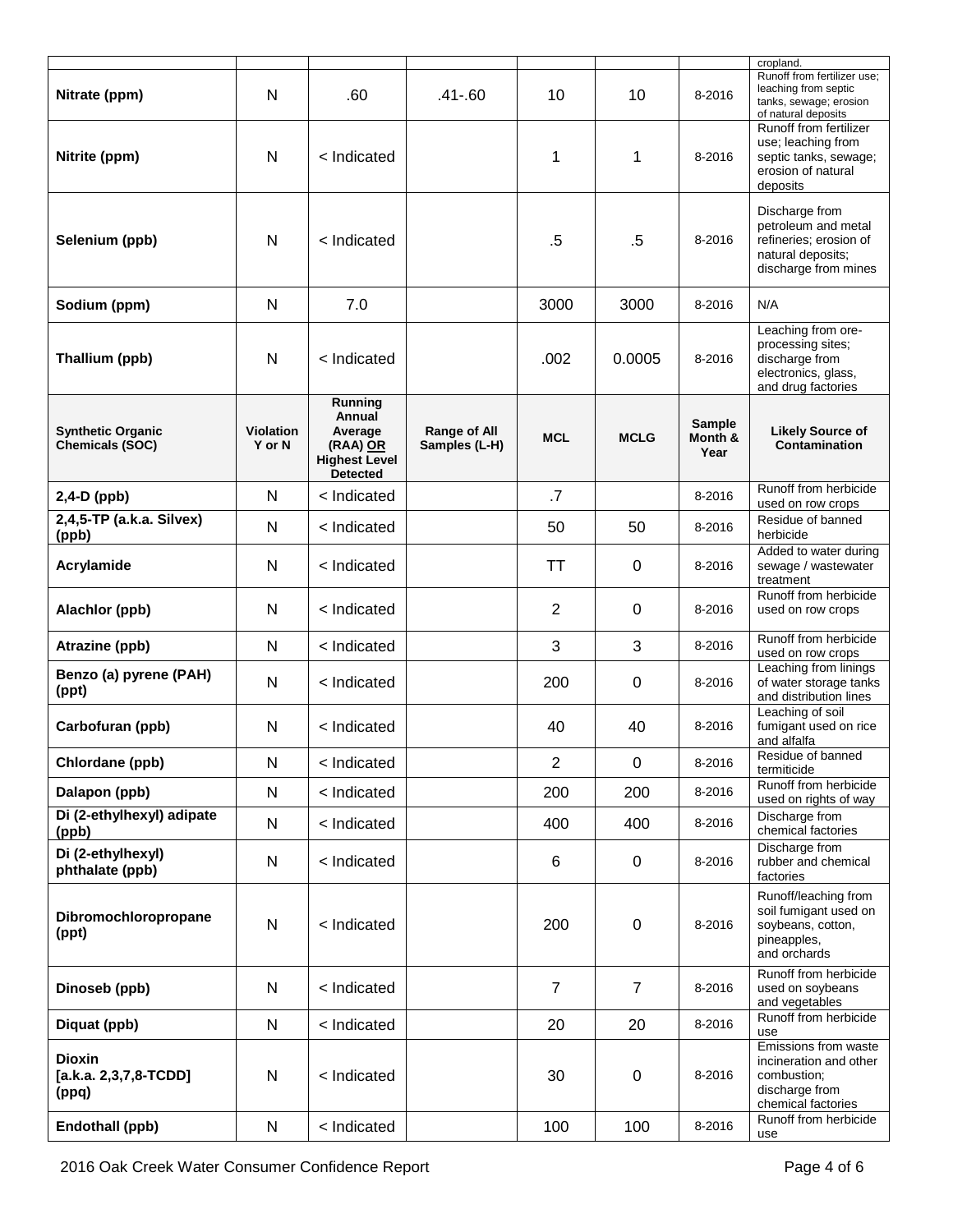| | | | | | | | cropland. |
|---|---|---|---|---|---|---|---|
| **Nitrate (ppm)** | N | .60 | .41-.60 | 10 | 10 | 8-2016 | Runoff from fertilizer use; leaching from septic tanks, sewage; erosion of natural deposits |
| **Nitrite (ppm)** | N | < Indicated | | 1 | 1 | 8-2016 | Runoff from fertilizer use; leaching from septic tanks, sewage; erosion of natural deposits |
| **Selenium (ppb)** | N | < Indicated | | .5 | .5 | 8-2016 | Discharge from petroleum and metal refineries; erosion of natural deposits; discharge from mines |
| **Sodium (ppm)** | N | 7.0 | | 3000 | 3000 | 8-2016 | N/A |
| **Thallium (ppb)** | N | < Indicated | | .002 | 0.0005 | 8-2016 | Leaching from ore-processing sites; discharge from electronics, glass, and drug factories |
| **Synthetic Organic Chemicals (SOC)** | **Violation Y or N** | **Running Annual Average (RAA) OR Highest Level Detected** | **Range of All Samples (L-H)** | **MCL** | **MCLG** | **Sample Month & Year** | **Likely Source of Contamination** |
| **2,4-D (ppb)** | N | < Indicated | | .7 | | 8-2016 | Runoff from herbicide used on row crops |
| **2,4,5-TP (a.k.a. Silvex) (ppb)** | N | < Indicated | | 50 | 50 | 8-2016 | Residue of banned herbicide |
| **Acrylamide** | N | < Indicated | | TT | 0 | 8-2016 | Added to water during sewage / wastewater treatment |
| **Alachlor (ppb)** | N | < Indicated | | 2 | 0 | 8-2016 | Runoff from herbicide used on row crops |
| **Atrazine (ppb)** | N | < Indicated | | 3 | 3 | 8-2016 | Runoff from herbicide used on row crops |
| **Benzo (a) pyrene (PAH) (ppt)** | N | < Indicated | | 200 | 0 | 8-2016 | Leaching from linings of water storage tanks and distribution lines |
| **Carbofuran (ppb)** | N | < Indicated | | 40 | 40 | 8-2016 | Leaching of soil fumigant used on rice and alfalfa |
| **Chlordane (ppb)** | N | < Indicated | | 2 | 0 | 8-2016 | Residue of banned termiticide |
| **Dalapon (ppb)** | N | < Indicated | | 200 | 200 | 8-2016 | Runoff from herbicide used on rights of way |
| **Di (2-ethylhexyl) adipate (ppb)** | N | < Indicated | | 400 | 400 | 8-2016 | Discharge from chemical factories |
| **Di (2-ethylhexyl) phthalate (ppb)** | N | < Indicated | | 6 | 0 | 8-2016 | Discharge from rubber and chemical factories |
| **Dibromochloropropane (ppt)** | N | < Indicated | | 200 | 0 | 8-2016 | Runoff/leaching from soil fumigant used on soybeans, cotton, pineapples, and orchards |
| **Dinoseb (ppb)** | N | < Indicated | | 7 | 7 | 8-2016 | Runoff from herbicide used on soybeans and vegetables |
| **Diquat (ppb)** | N | < Indicated | | 20 | 20 | 8-2016 | Runoff from herbicide use |
| **Dioxin [a.k.a. 2,3,7,8-TCDD] (ppq)** | N | < Indicated | | 30 | 0 | 8-2016 | Emissions from waste incineration and other combustion; discharge from chemical factories |
| **Endothall (ppb)** | N | < Indicated | | 100 | 100 | 8-2016 | Runoff from herbicide use |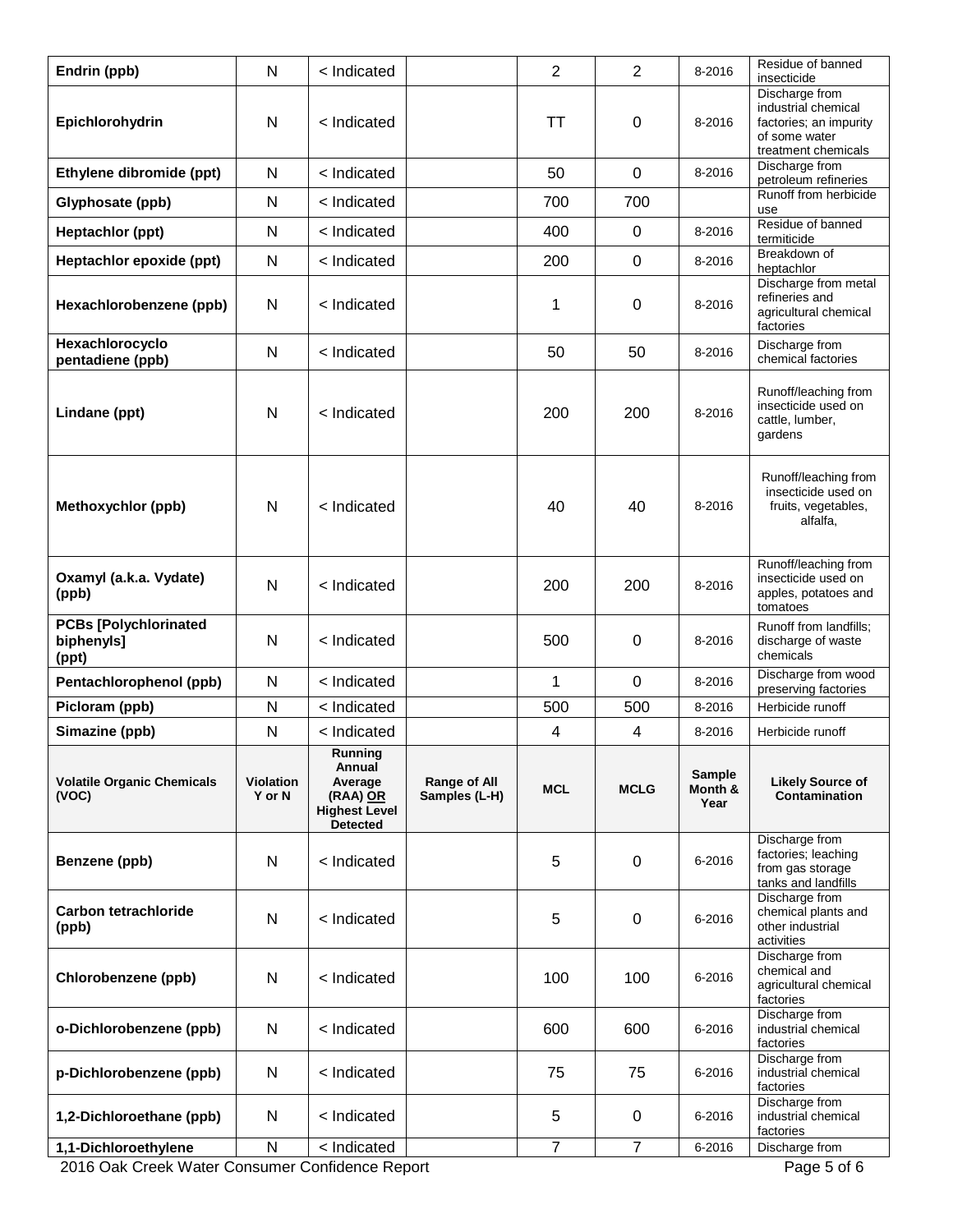| Endrin (ppb) | N | < Indicated | | 2 | 2 | 8-2016 | Residue of banned insecticide |
|---|---|---|---|---|---|---|---|
| Epichlorohydrin | N | < Indicated | | TT | 0 | 8-2016 | Discharge from industrial chemical factories; an impurity of some water treatment chemicals |
| Ethylene dibromide (ppt) | N | < Indicated | | 50 | 0 | 8-2016 | Discharge from petroleum refineries |
| Glyphosate (ppb) | N | < Indicated | | 700 | 700 | | Runoff from herbicide use |
| Heptachlor (ppt) | N | < Indicated | | 400 | 0 | 8-2016 | Residue of banned termiticide |
| Heptachlor epoxide (ppt) | N | < Indicated | | 200 | 0 | 8-2016 | Breakdown of heptachlor |
| Hexachlorobenzene (ppb) | N | < Indicated | | 1 | 0 | 8-2016 | Discharge from metal refineries and agricultural chemical factories |
| Hexachlorocyclo pentadiene (ppb) | N | < Indicated | | 50 | 50 | 8-2016 | Discharge from chemical factories |
| Lindane (ppt) | N | < Indicated | | 200 | 200 | 8-2016 | Runoff/leaching from insecticide used on cattle, lumber, gardens |
| Methoxychlor (ppb) | N | < Indicated | | 40 | 40 | 8-2016 | Runoff/leaching from insecticide used on fruits, vegetables, alfalfa, |
| Oxamyl (a.k.a. Vydate) (ppb) | N | < Indicated | | 200 | 200 | 8-2016 | Runoff/leaching from insecticide used on apples, potatoes and tomatoes |
| PCBs [Polychlorinated biphenyls] (ppt) | N | < Indicated | | 500 | 0 | 8-2016 | Runoff from landfills; discharge of waste chemicals |
| Pentachlorophenol (ppb) | N | < Indicated | | 1 | 0 | 8-2016 | Discharge from wood preserving factories |
| Picloram (ppb) | N | < Indicated | | 500 | 500 | 8-2016 | Herbicide runoff |
| Simazine (ppb) | N | < Indicated | | 4 | 4 | 8-2016 | Herbicide runoff |
| **Volatile Organic Chemicals (VOC)** | **Violation Y or N** | **Running Annual Average (RAA) OR Highest Level Detected** | **Range of All Samples (L-H)** | **MCL** | **MCLG** | **Sample Month & Year** | **Likely Source of Contamination** |
| Benzene (ppb) | N | < Indicated | | 5 | 0 | 6-2016 | Discharge from factories; leaching from gas storage tanks and landfills |
| Carbon tetrachloride (ppb) | N | < Indicated | | 5 | 0 | 6-2016 | Discharge from chemical plants and other industrial activities |
| Chlorobenzene (ppb) | N | < Indicated | | 100 | 100 | 6-2016 | Discharge from chemical and agricultural chemical factories |
| o-Dichlorobenzene (ppb) | N | < Indicated | | 600 | 600 | 6-2016 | Discharge from industrial chemical factories |
| p-Dichlorobenzene (ppb) | N | < Indicated | | 75 | 75 | 6-2016 | Discharge from industrial chemical factories |
| 1,2-Dichloroethane (ppb) | N | < Indicated | | 5 | 0 | 6-2016 | Discharge from industrial chemical factories |
| 1,1-Dichloroethylene | N | < Indicated | | 7 | 7 | 6-2016 | Discharge from |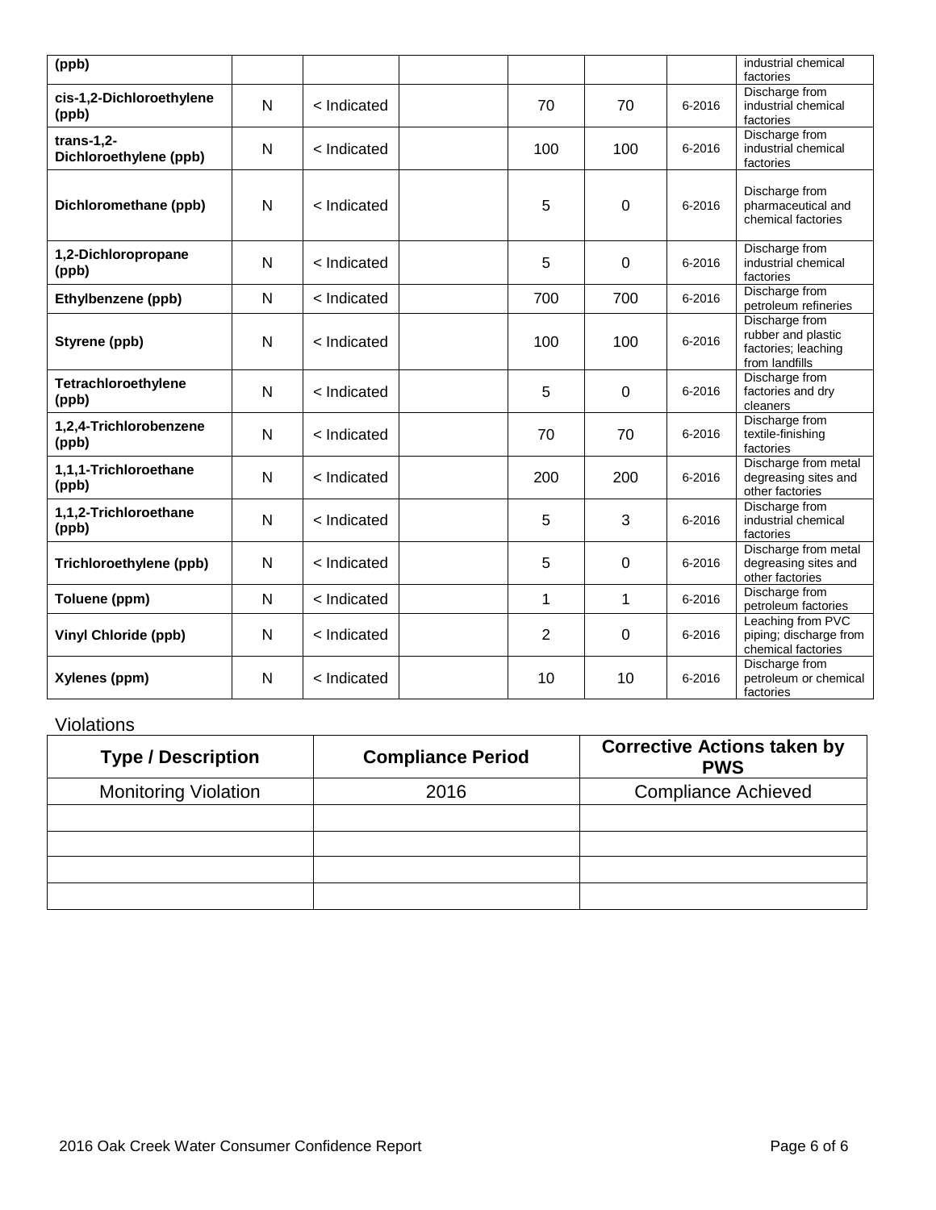| | | | | | | | |
|---|---|---|---|---|---|---|---|
| **(ppb)** | | | | | | | industrial chemical factories |
| **cis-1,2-Dichloroethylene (ppb)** | N | < Indicated | | 70 | 70 | 6-2016 | Discharge from industrial chemical factories |
| **trans-1,2-Dichloroethylene (ppb)** | N | < Indicated | | 100 | 100 | 6-2016 | Discharge from industrial chemical factories |
| **Dichloromethane (ppb)** | N | < Indicated | | 5 | 0 | 6-2016 | Discharge from pharmaceutical and chemical factories |
| **1,2-Dichloropropane (ppb)** | N | < Indicated | | 5 | 0 | 6-2016 | Discharge from industrial chemical factories |
| **Ethylbenzene (ppb)** | N | < Indicated | | 700 | 700 | 6-2016 | Discharge from petroleum refineries |
| **Styrene (ppb)** | N | < Indicated | | 100 | 100 | 6-2016 | Discharge from rubber and plastic factories; leaching from landfills |
| **Tetrachloroethylene (ppb)** | N | < Indicated | | 5 | 0 | 6-2016 | Discharge from factories and dry cleaners |
| **1,2,4-Trichlorobenzene (ppb)** | N | < Indicated | | 70 | 70 | 6-2016 | Discharge from textile-finishing factories |
| **1,1,1-Trichloroethane (ppb)** | N | < Indicated | | 200 | 200 | 6-2016 | Discharge from metal degreasing sites and other factories |
| **1,1,2-Trichloroethane (ppb)** | N | < Indicated | | 5 | 3 | 6-2016 | Discharge from industrial chemical factories |
| **Trichloroethylene (ppb)** | N | < Indicated | | 5 | 0 | 6-2016 | Discharge from metal degreasing sites and other factories |
| **Toluene (ppm)** | N | < Indicated | | 1 | 1 | 6-2016 | Discharge from petroleum factories |
| **Vinyl Chloride (ppb)** | N | < Indicated | | 2 | 0 | 6-2016 | Leaching from PVC piping; discharge from chemical factories |
| **Xylenes (ppm)** | N | < Indicated | | 10 | 10 | 6-2016 | Discharge from petroleum or chemical factories |

Violations

| **Type / Description** | **Compliance Period** | **Corrective Actions taken by PWS** |
|---|---|---|
| Monitoring Violation | 2016 | Compliance Achieved |
| | | |
| | | |
| | | |
| | | |